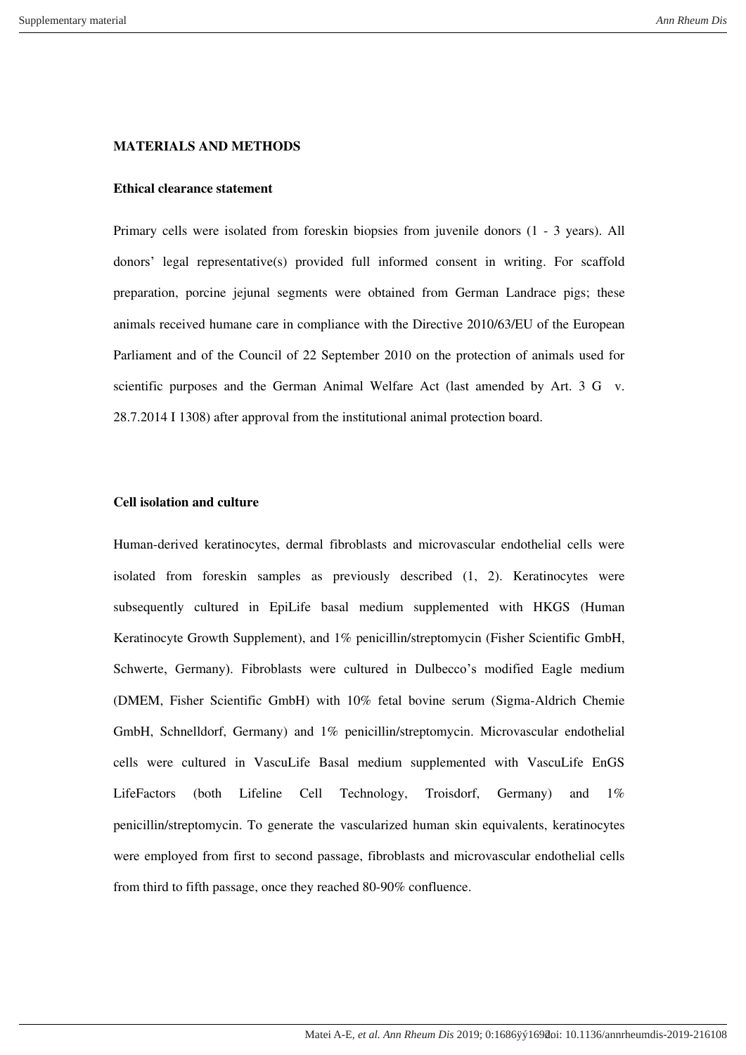## MATERIALS AND METHODS

### Ethical clearance statement

Primary cells were isolated from foreskin biopsies from juvenile donors (1 - 3 years). All donors' legal representative(s) provided full informed consent in writing. For scaffold preparation, porcine jejunal segments were obtained from German Landrace pigs; these animals received humane care in compliance with the Directive 2010/63/EU of the European Parliament and of the Council of 22 September 2010 on the protection of animals used for scientific purposes and the German Animal Welfare Act (last amended by Art. 3 G v. 28.7.2014 I 1308) after approval from the institutional animal protection board.

### Cell isolation and culture

Human-derived keratinocytes, dermal fibroblasts and microvascular endothelial cells were isolated from foreskin samples as previously described (1, 2). Keratinocytes were subsequently cultured in EpiLife basal medium supplemented with HKGS (Human Keratinocyte Growth Supplement), and 1% penicillin/streptomycin (Fisher Scientific GmbH, Schwerte, Germany). Fibroblasts were cultured in Dulbecco's modified Eagle medium (DMEM, Fisher Scientific GmbH) with 10% fetal bovine serum (Sigma-Aldrich Chemie GmbH, Schnelldorf, Germany) and 1% penicillin/streptomycin. Microvascular endothelial cells were cultured in VascuLife Basal medium supplemented with VascuLife EnGS LifeFactors (both Lifeline Cell Technology, Troisdorf, Germany) and 1% penicillin/streptomycin. To generate the vascularized human skin equivalents, keratinocytes were employed from first to second passage, fibroblasts and microvascular endothelial cells from third to fifth passage, once they reached 80-90% confluence.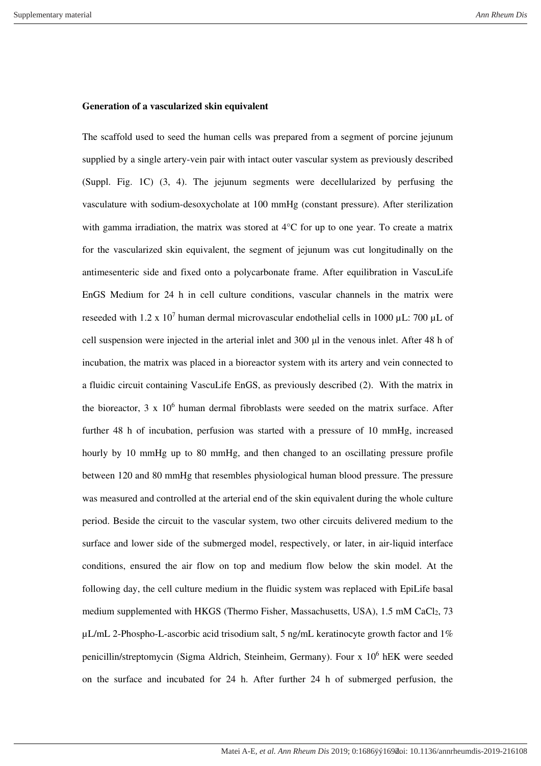**Generation of a vascularized skin equivalent**

The scaffold used to seed the human cells was prepared from a segment of porcine jejunum supplied by a single artery-vein pair with intact outer vascular system as previously described (Suppl. Fig. 1C) (3, 4). The jejunum segments were decellularized by perfusing the vasculature with sodium-desoxycholate at 100 mmHg (constant pressure). After sterilization with gamma irradiation, the matrix was stored at 4°C for up to one year. To create a matrix for the vascularized skin equivalent, the segment of jejunum was cut longitudinally on the antimesenteric side and fixed onto a polycarbonate frame. After equilibration in VascuLife EnGS Medium for 24 h in cell culture conditions, vascular channels in the matrix were reseeded with $1.2 \times 10^7$ human dermal microvascular endothelial cells in 1000 µL: 700 µL of cell suspension were injected in the arterial inlet and 300 µl in the venous inlet. After 48 h of incubation, the matrix was placed in a bioreactor system with its artery and vein connected to a fluidic circuit containing VascuLife EnGS, as previously described (2). With the matrix in the bioreactor, $3 \times 10^6$ human dermal fibroblasts were seeded on the matrix surface. After further 48 h of incubation, perfusion was started with a pressure of 10 mmHg, increased hourly by 10 mmHg up to 80 mmHg, and then changed to an oscillating pressure profile between 120 and 80 mmHg that resembles physiological human blood pressure. The pressure was measured and controlled at the arterial end of the skin equivalent during the whole culture period. Beside the circuit to the vascular system, two other circuits delivered medium to the surface and lower side of the submerged model, respectively, or later, in air-liquid interface conditions, ensured the air flow on top and medium flow below the skin model. At the following day, the cell culture medium in the fluidic system was replaced with EpiLife basal medium supplemented with HKGS (Thermo Fisher, Massachusetts, USA), 1.5 mM $CaCl_2$, 73 µL/mL 2-Phospho-L-ascorbic acid trisodium salt, 5 ng/mL keratinocyte growth factor and 1% penicillin/streptomycin (Sigma Aldrich, Steinheim, Germany). Four x $10^6$ hEK were seeded on the surface and incubated for 24 h. After further 24 h of submerged perfusion, the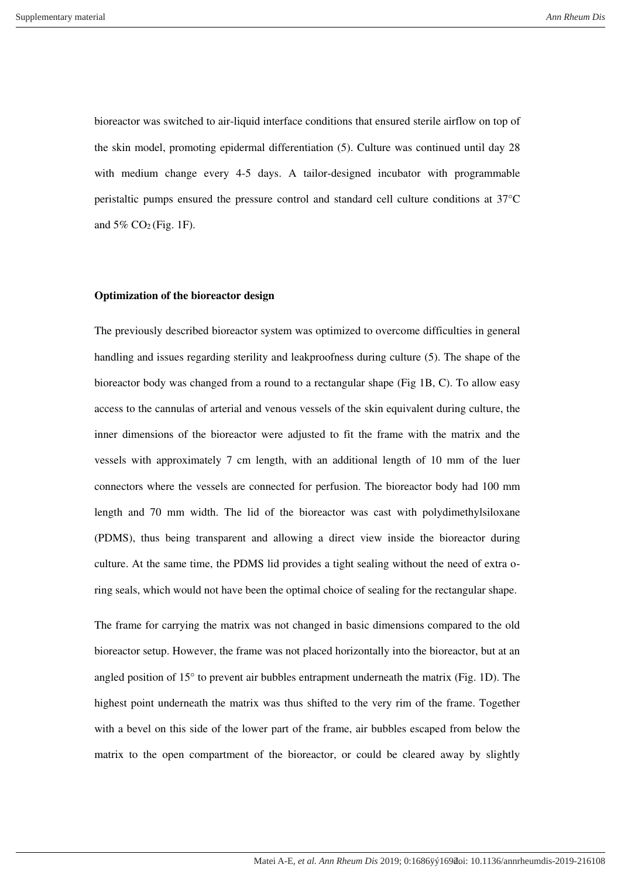bioreactor was switched to air-liquid interface conditions that ensured sterile airflow on top of the skin model, promoting epidermal differentiation (5). Culture was continued until day 28 with medium change every 4-5 days. A tailor-designed incubator with programmable peristaltic pumps ensured the pressure control and standard cell culture conditions at 37°C and 5% $CO_2$ (Fig. 1F).

**Optimization of the bioreactor design**

The previously described bioreactor system was optimized to overcome difficulties in general handling and issues regarding sterility and leakproofness during culture (5). The shape of the bioreactor body was changed from a round to a rectangular shape (Fig 1B, C). To allow easy access to the cannulas of arterial and venous vessels of the skin equivalent during culture, the inner dimensions of the bioreactor were adjusted to fit the frame with the matrix and the vessels with approximately 7 cm length, with an additional length of 10 mm of the luer connectors where the vessels are connected for perfusion. The bioreactor body had 100 mm length and 70 mm width. The lid of the bioreactor was cast with polydimethylsiloxane (PDMS), thus being transparent and allowing a direct view inside the bioreactor during culture. At the same time, the PDMS lid provides a tight sealing without the need of extra o-ring seals, which would not have been the optimal choice of sealing for the rectangular shape.

The frame for carrying the matrix was not changed in basic dimensions compared to the old bioreactor setup. However, the frame was not placed horizontally into the bioreactor, but at an angled position of 15° to prevent air bubbles entrapment underneath the matrix (Fig. 1D). The highest point underneath the matrix was thus shifted to the very rim of the frame. Together with a bevel on this side of the lower part of the frame, air bubbles escaped from below the matrix to the open compartment of the bioreactor, or could be cleared away by slightly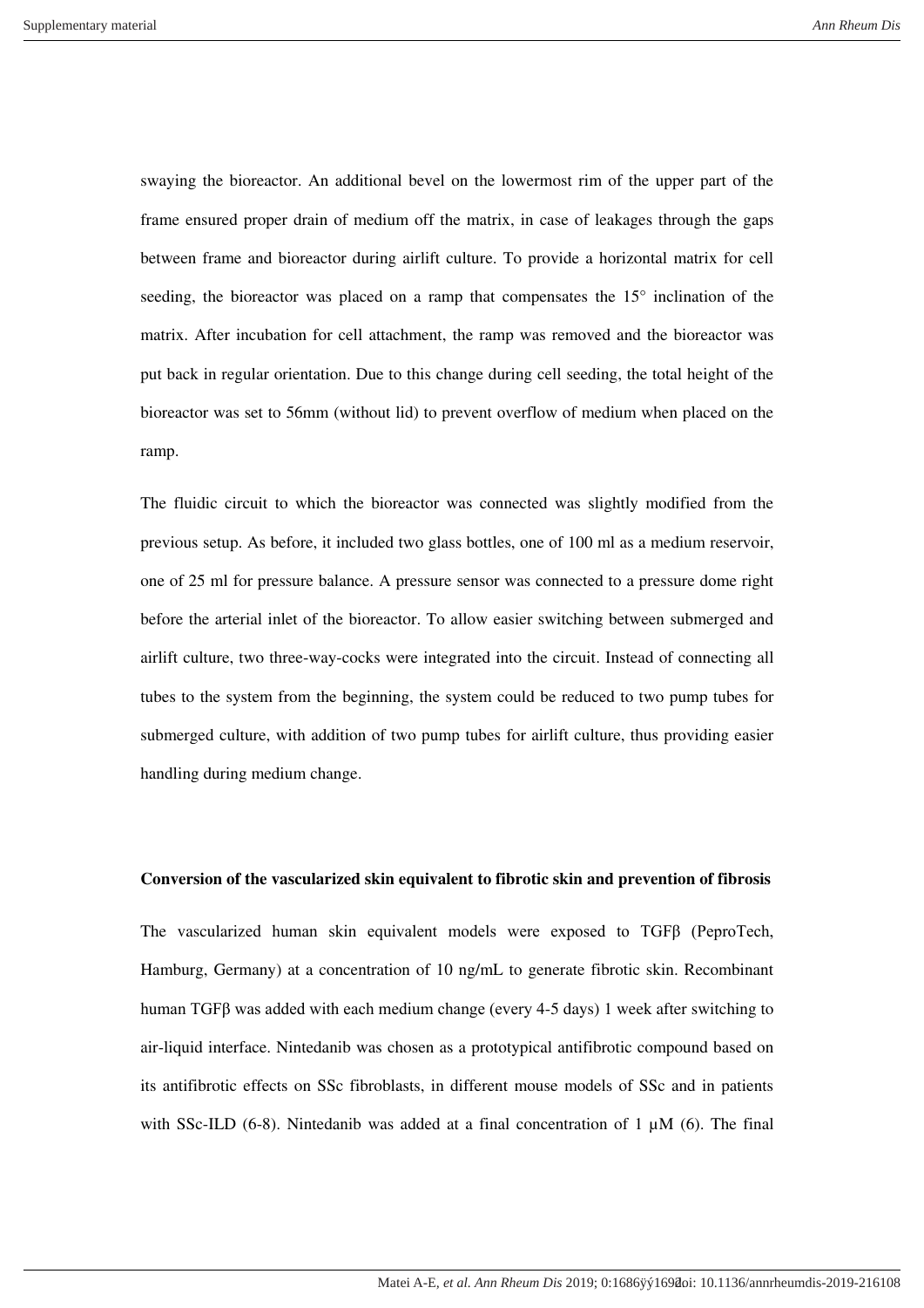swaying the bioreactor. An additional bevel on the lowermost rim of the upper part of the frame ensured proper drain of medium off the matrix, in case of leakages through the gaps between frame and bioreactor during airlift culture. To provide a horizontal matrix for cell seeding, the bioreactor was placed on a ramp that compensates the 15° inclination of the matrix. After incubation for cell attachment, the ramp was removed and the bioreactor was put back in regular orientation. Due to this change during cell seeding, the total height of the bioreactor was set to 56mm (without lid) to prevent overflow of medium when placed on the ramp.

The fluidic circuit to which the bioreactor was connected was slightly modified from the previous setup. As before, it included two glass bottles, one of 100 ml as a medium reservoir, one of 25 ml for pressure balance. A pressure sensor was connected to a pressure dome right before the arterial inlet of the bioreactor. To allow easier switching between submerged and airlift culture, two three-way-cocks were integrated into the circuit. Instead of connecting all tubes to the system from the beginning, the system could be reduced to two pump tubes for submerged culture, with addition of two pump tubes for airlift culture, thus providing easier handling during medium change.

**Conversion of the vascularized skin equivalent to fibrotic skin and prevention of fibrosis**

The vascularized human skin equivalent models were exposed to TGFβ (PeproTech, Hamburg, Germany) at a concentration of 10 ng/mL to generate fibrotic skin. Recombinant human TGFβ was added with each medium change (every 4-5 days) 1 week after switching to air-liquid interface. Nintedanib was chosen as a prototypical antifibrotic compound based on its antifibrotic effects on SSc fibroblasts, in different mouse models of SSc and in patients with SSc-ILD (6-8). Nintedanib was added at a final concentration of 1 µM (6). The final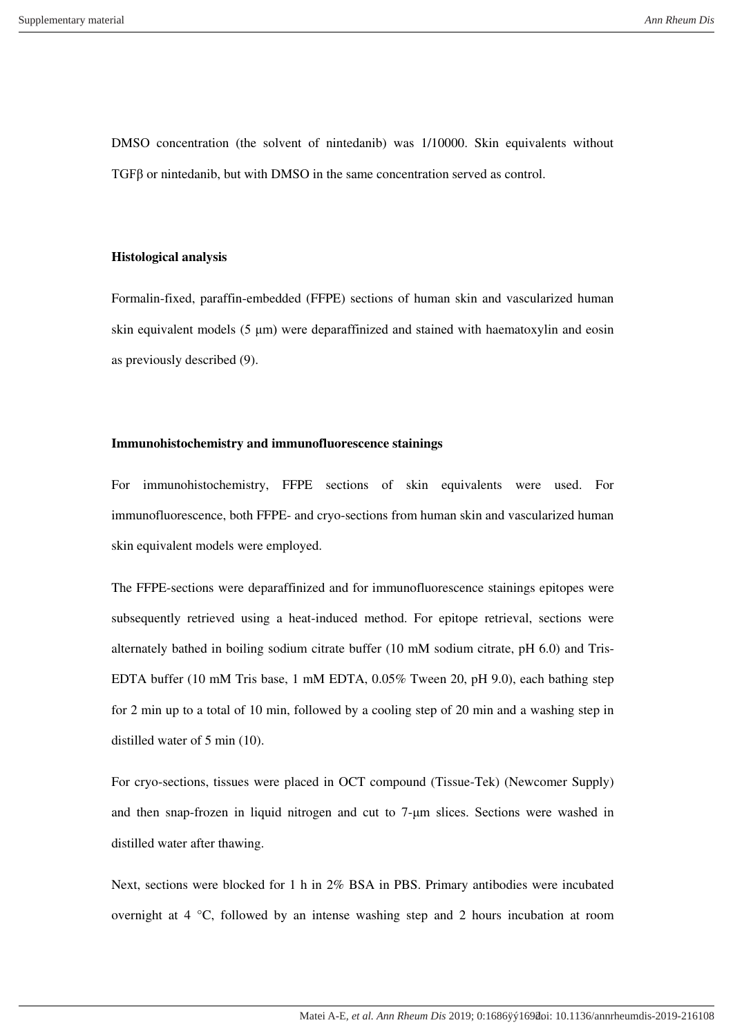DMSO concentration (the solvent of nintedanib) was 1/10000. Skin equivalents without TGFβ or nintedanib, but with DMSO in the same concentration served as control.

**Histological analysis**

Formalin-fixed, paraffin-embedded (FFPE) sections of human skin and vascularized human skin equivalent models (5 µm) were deparaffinized and stained with haematoxylin and eosin as previously described (9).

**Immunohistochemistry and immunofluorescence stainings**

For immunohistochemistry, FFPE sections of skin equivalents were used. For immunofluorescence, both FFPE- and cryo-sections from human skin and vascularized human skin equivalent models were employed.

The FFPE-sections were deparaffinized and for immunofluorescence stainings epitopes were subsequently retrieved using a heat-induced method. For epitope retrieval, sections were alternately bathed in boiling sodium citrate buffer (10 mM sodium citrate, pH 6.0) and Tris-EDTA buffer (10 mM Tris base, 1 mM EDTA, 0.05% Tween 20, pH 9.0), each bathing step for 2 min up to a total of 10 min, followed by a cooling step of 20 min and a washing step in distilled water of 5 min (10).

For cryo-sections, tissues were placed in OCT compound (Tissue-Tek) (Newcomer Supply) and then snap-frozen in liquid nitrogen and cut to 7-µm slices. Sections were washed in distilled water after thawing.

Next, sections were blocked for 1 h in 2% BSA in PBS. Primary antibodies were incubated overnight at 4 °C, followed by an intense washing step and 2 hours incubation at room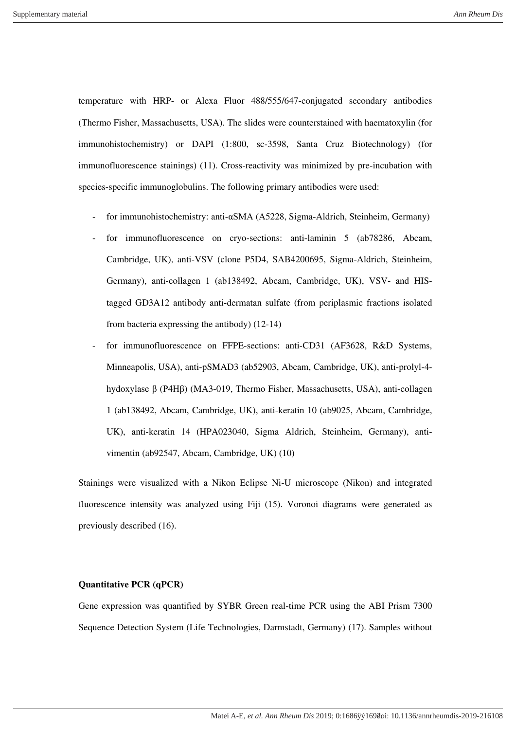temperature with HRP- or Alexa Fluor 488/555/647-conjugated secondary antibodies (Thermo Fisher, Massachusetts, USA). The slides were counterstained with haematoxylin (for immunohistochemistry) or DAPI (1:800, sc-3598, Santa Cruz Biotechnology) (for immunofluorescence stainings) (11). Cross-reactivity was minimized by pre-incubation with species-specific immunoglobulins. The following primary antibodies were used:

- for immunohistochemistry: anti-αSMA (A5228, Sigma-Aldrich, Steinheim, Germany)
- for immunofluorescence on cryo-sections: anti-laminin 5 (ab78286, Abcam, Cambridge, UK), anti-VSV (clone P5D4, SAB4200695, Sigma-Aldrich, Steinheim, Germany), anti-collagen 1 (ab138492, Abcam, Cambridge, UK), VSV- and HIS-tagged GD3A12 antibody anti-dermatan sulfate (from periplasmic fractions isolated from bacteria expressing the antibody) (12-14)
- for immunofluorescence on FFPE-sections: anti-CD31 (AF3628, R&D Systems, Minneapolis, USA), anti-pSMAD3 (ab52903, Abcam, Cambridge, UK), anti-prolyl-4-hydoxylase β (P4Hβ) (MA3-019, Thermo Fisher, Massachusetts, USA), anti-collagen 1 (ab138492, Abcam, Cambridge, UK), anti-keratin 10 (ab9025, Abcam, Cambridge, UK), anti-keratin 14 (HPA023040, Sigma Aldrich, Steinheim, Germany), anti-vimentin (ab92547, Abcam, Cambridge, UK) (10)

Stainings were visualized with a Nikon Eclipse Ni-U microscope (Nikon) and integrated fluorescence intensity was analyzed using Fiji (15). Voronoi diagrams were generated as previously described (16).

**Quantitative PCR (qPCR)**

Gene expression was quantified by SYBR Green real-time PCR using the ABI Prism 7300 Sequence Detection System (Life Technologies, Darmstadt, Germany) (17). Samples without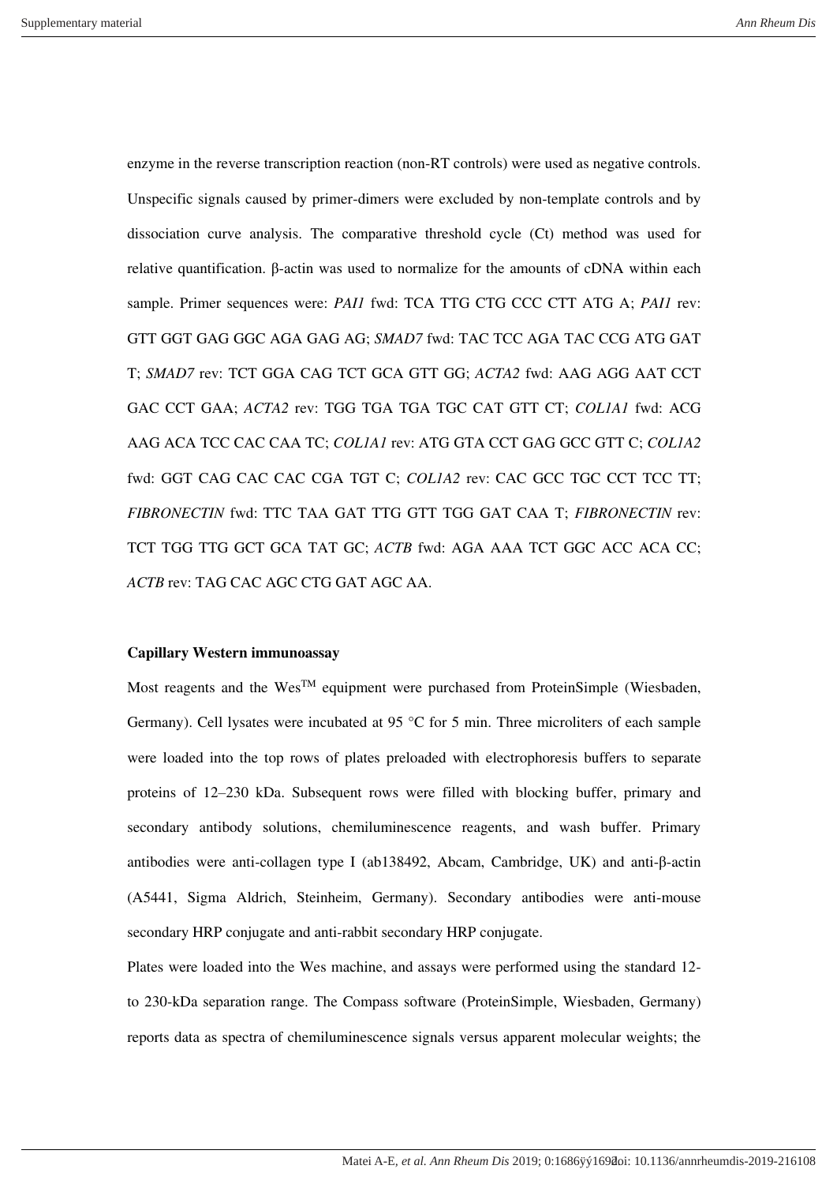enzyme in the reverse transcription reaction (non-RT controls) were used as negative controls. Unspecific signals caused by primer-dimers were excluded by non-template controls and by dissociation curve analysis. The comparative threshold cycle (Ct) method was used for relative quantification. β-actin was used to normalize for the amounts of cDNA within each sample. Primer sequences were: *PAI1* fwd: TCA TTG CTG CCC CTT ATG A; *PAI1* rev: GTT GGT GAG GGC AGA GAG AG; *SMAD7* fwd: TAC TCC AGA TAC CCG ATG GAT T; *SMAD7* rev: TCT GGA CAG TCT GCA GTT GG; *ACTA2* fwd: AAG AGG AAT CCT GAC CCT GAA; *ACTA2* rev: TGG TGA TGA TGC CAT GTT CT; *COL1A1* fwd: ACG AAG ACA TCC CAC CAA TC; *COL1A1* rev: ATG GTA CCT GAG GCC GTT C; *COL1A2* fwd: GGT CAG CAC CAC CGA TGT C; *COL1A2* rev: CAC GCC TGC CCT TCC TT; *FIBRONECTIN* fwd: TTC TAA GAT TTG GTT TGG GAT CAA T; *FIBRONECTIN* rev: TCT TGG TTG GCT GCA TAT GC; *ACTB* fwd: AGA AAA TCT GGC ACC ACA CC; *ACTB* rev: TAG CAC AGC CTG GAT AGC AA.

**Capillary Western immunoassay**

Most reagents and the Wes™ equipment were purchased from ProteinSimple (Wiesbaden, Germany). Cell lysates were incubated at 95 °C for 5 min. Three microliters of each sample were loaded into the top rows of plates preloaded with electrophoresis buffers to separate proteins of 12–230 kDa. Subsequent rows were filled with blocking buffer, primary and secondary antibody solutions, chemiluminescence reagents, and wash buffer. Primary antibodies were anti-collagen type I (ab138492, Abcam, Cambridge, UK) and anti-β-actin (A5441, Sigma Aldrich, Steinheim, Germany). Secondary antibodies were anti-mouse secondary HRP conjugate and anti-rabbit secondary HRP conjugate.

Plates were loaded into the Wes machine, and assays were performed using the standard 12- to 230-kDa separation range. The Compass software (ProteinSimple, Wiesbaden, Germany) reports data as spectra of chemiluminescence signals versus apparent molecular weights; the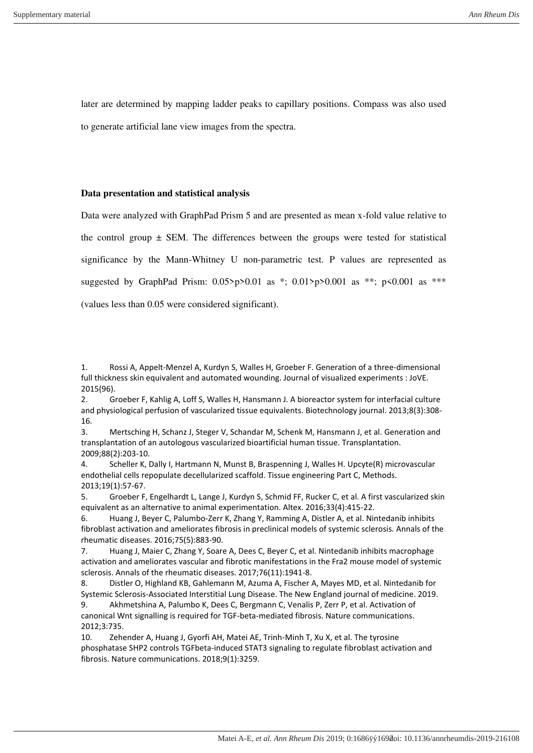later are determined by mapping ladder peaks to capillary positions. Compass was also used to generate artificial lane view images from the spectra.

**Data presentation and statistical analysis**

Data were analyzed with GraphPad Prism 5 and are presented as mean x-fold value relative to the control group ± SEM. The differences between the groups were tested for statistical significance by the Mann-Whitney U non-parametric test. P values are represented as suggested by GraphPad Prism: $0.05>p>0.01$ as *; $0.01>p>0.001$ as **; $p<0.001$ as *** (values less than 0.05 were considered significant).

1. Rossi A, Appelt-Menzel A, Kurdyn S, Walles H, Groeber F. Generation of a three-dimensional full thickness skin equivalent and automated wounding. Journal of visualized experiments : JoVE. 2015(96).
2. Groeber F, Kahlig A, Loff S, Walles H, Hansmann J. A bioreactor system for interfacial culture and physiological perfusion of vascularized tissue equivalents. Biotechnology journal. 2013;8(3):308-16.
3. Mertsching H, Schanz J, Steger V, Schandar M, Schenk M, Hansmann J, et al. Generation and transplantation of an autologous vascularized bioartificial human tissue. Transplantation. 2009;88(2):203-10.
4. Scheller K, Dally I, Hartmann N, Munst B, Braspenning J, Walles H. Upcyte(R) microvascular endothelial cells repopulate decellularized scaffold. Tissue engineering Part C, Methods. 2013;19(1):57-67.
5. Groeber F, Engelhardt L, Lange J, Kurdyn S, Schmid FF, Rucker C, et al. A first vascularized skin equivalent as an alternative to animal experimentation. Altex. 2016;33(4):415-22.
6. Huang J, Beyer C, Palumbo-Zerr K, Zhang Y, Ramming A, Distler A, et al. Nintedanib inhibits fibroblast activation and ameliorates fibrosis in preclinical models of systemic sclerosis. Annals of the rheumatic diseases. 2016;75(5):883-90.
7. Huang J, Maier C, Zhang Y, Soare A, Dees C, Beyer C, et al. Nintedanib inhibits macrophage activation and ameliorates vascular and fibrotic manifestations in the Fra2 mouse model of systemic sclerosis. Annals of the rheumatic diseases. 2017;76(11):1941-8.
8. Distler O, Highland KB, Gahlemann M, Azuma A, Fischer A, Mayes MD, et al. Nintedanib for Systemic Sclerosis-Associated Interstitial Lung Disease. The New England journal of medicine. 2019.
9. Akhmetshina A, Palumbo K, Dees C, Bergmann C, Venalis P, Zerr P, et al. Activation of canonical Wnt signalling is required for TGF-beta-mediated fibrosis. Nature communications. 2012;3:735.
10. Zehender A, Huang J, Gyorfi AH, Matei AE, Trinh-Minh T, Xu X, et al. The tyrosine phosphatase SHP2 controls TGFbeta-induced STAT3 signaling to regulate fibroblast activation and fibrosis. Nature communications. 2018;9(1):3259.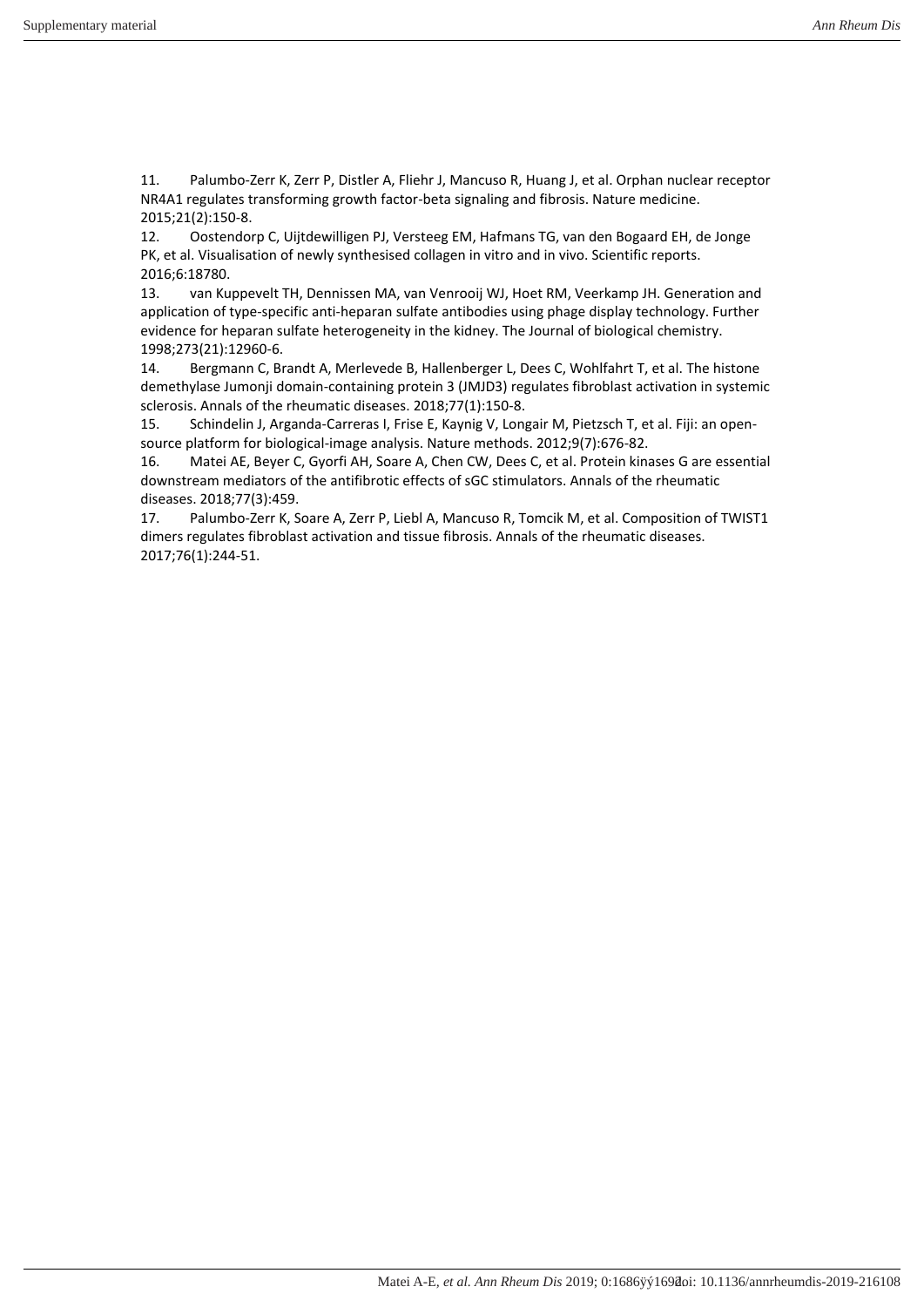11. Palumbo-Zerr K, Zerr P, Distler A, Fliehr J, Mancuso R, Huang J, et al. Orphan nuclear receptor NR4A1 regulates transforming growth factor-beta signaling and fibrosis. Nature medicine. 2015;21(2):150-8.
12. Oostendorp C, Uijtdewilligen PJ, Versteeg EM, Hafmans TG, van den Bogaard EH, de Jonge PK, et al. Visualisation of newly synthesised collagen in vitro and in vivo. Scientific reports. 2016;6:18780.
13. van Kuppevelt TH, Dennissen MA, van Venrooij WJ, Hoet RM, Veerkamp JH. Generation and application of type-specific anti-heparan sulfate antibodies using phage display technology. Further evidence for heparan sulfate heterogeneity in the kidney. The Journal of biological chemistry. 1998;273(21):12960-6.
14. Bergmann C, Brandt A, Merlevede B, Hallenberger L, Dees C, Wohlfahrt T, et al. The histone demethylase Jumonji domain-containing protein 3 (JMJD3) regulates fibroblast activation in systemic sclerosis. Annals of the rheumatic diseases. 2018;77(1):150-8.
15. Schindelin J, Arganda-Carreras I, Frise E, Kaynig V, Longair M, Pietzsch T, et al. Fiji: an open-source platform for biological-image analysis. Nature methods. 2012;9(7):676-82.
16. Matei AE, Beyer C, Gyorfi AH, Soare A, Chen CW, Dees C, et al. Protein kinases G are essential downstream mediators of the antifibrotic effects of sGC stimulators. Annals of the rheumatic diseases. 2018;77(3):459.
17. Palumbo-Zerr K, Soare A, Zerr P, Liebl A, Mancuso R, Tomcik M, et al. Composition of TWIST1 dimers regulates fibroblast activation and tissue fibrosis. Annals of the rheumatic diseases. 2017;76(1):244-51.